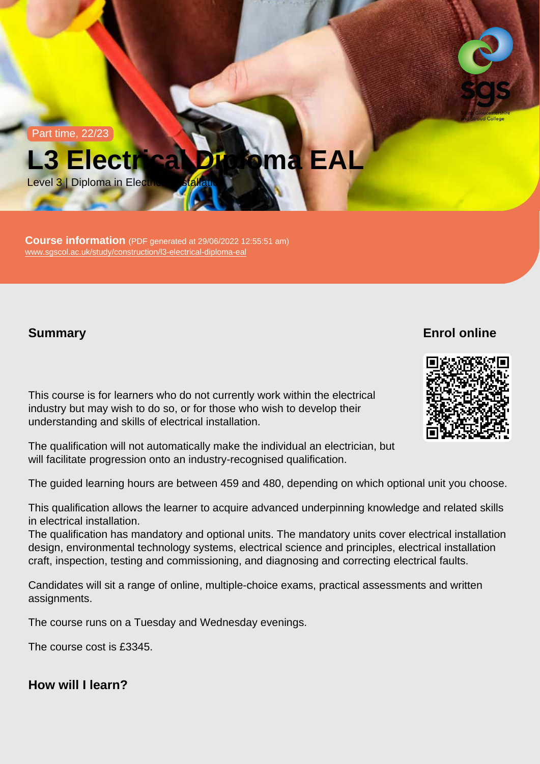Part time, 22/23

# L3 Electrical Diploma EAL

Level 3 | Diploma in Electrical Installation

**Course information** (PDF generated at 29/06/2022 12:55:51 am)
www.sgscol.ac.uk/study/construction/l3-electrical-diploma-eal

## Summary

This course is for learners who do not currently work within the electrical industry but may wish to do so, or for those who wish to develop their understanding and skills of electrical installation.

The qualification will not automatically make the individual an electrician, but will facilitate progression onto an industry-recognised qualification.

The guided learning hours are between 459 and 480, depending on which optional unit you choose.

This qualification allows the learner to acquire advanced underpinning knowledge and related skills in electrical installation.
The qualification has mandatory and optional units. The mandatory units cover electrical installation design, environmental technology systems, electrical science and principles, electrical installation craft, inspection, testing and commissioning, and diagnosing and correcting electrical faults.

Candidates will sit a range of online, multiple-choice exams, practical assessments and written assignments.

The course runs on a Tuesday and Wednesday evenings.

The course cost is £3345.

## Enrol online

## How will I learn?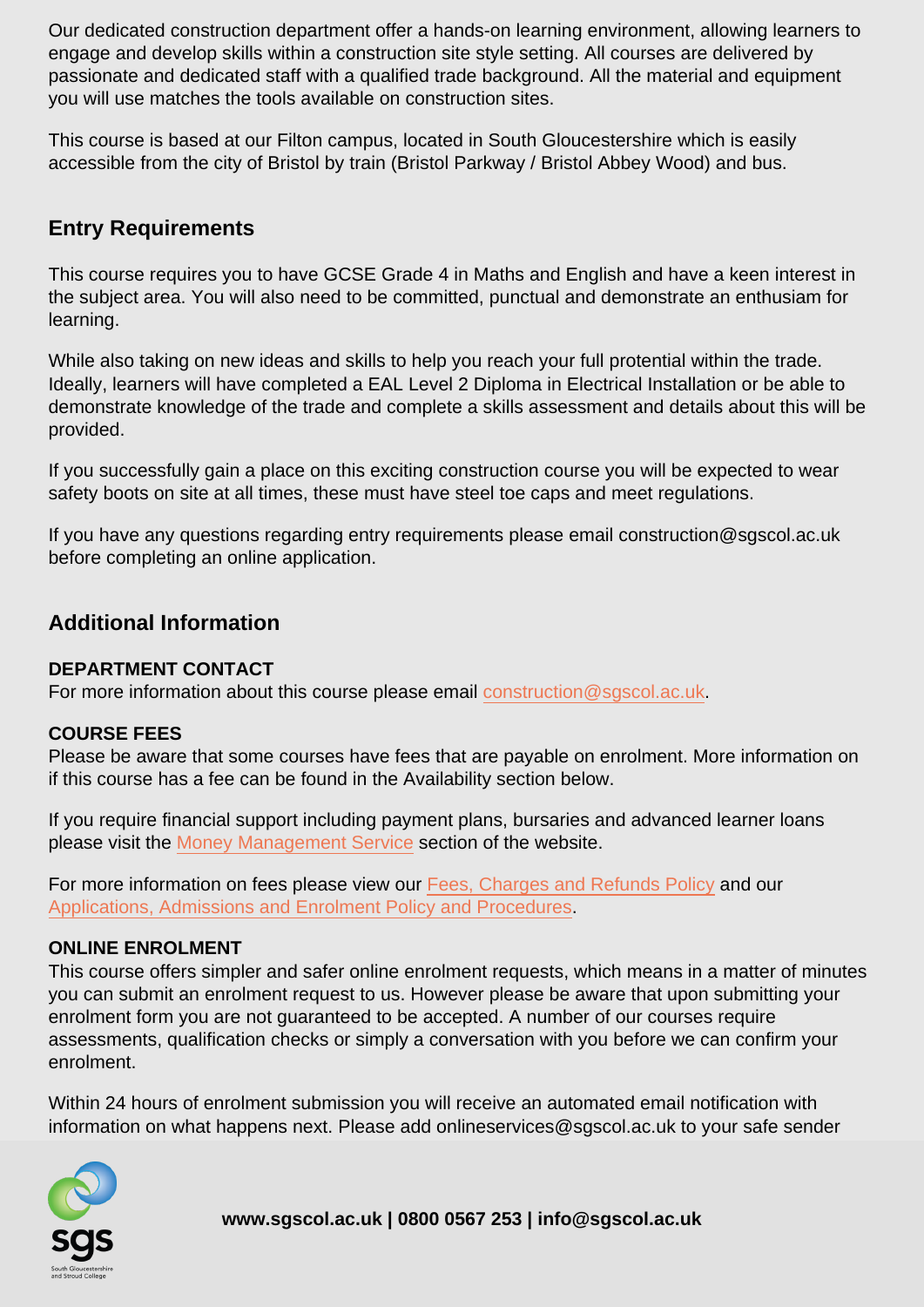Our dedicated construction department offer a hands-on learning environment, allowing learners to engage and develop skills within a construction site style setting. All courses are delivered by passionate and dedicated staff with a qualified trade background. All the material and equipment you will use matches the tools available on construction sites.

This course is based at our Filton campus, located in South Gloucestershire which is easily accessible from the city of Bristol by train (Bristol Parkway / Bristol Abbey Wood) and bus.

## Entry Requirements

This course requires you to have GCSE Grade 4 in Maths and English and have a keen interest in the subject area. You will also need to be committed, punctual and demonstrate an enthusiam for learning.

While also taking on new ideas and skills to help you reach your full protential within the trade. Ideally, learners will have completed a EAL Level 2 Diploma in Electrical Installation or be able to demonstrate knowledge of the trade and complete a skills assessment and details about this will be provided.

If you successfully gain a place on this exciting construction course you will be expected to wear safety boots on site at all times, these must have steel toe caps and meet regulations.

If you have any questions regarding entry requirements please email construction@sgscol.ac.uk before completing an online application.

## Additional Information

**DEPARTMENT CONTACT**
For more information about this course please email construction@sgscol.ac.uk.

**COURSE FEES**
Please be aware that some courses have fees that are payable on enrolment. More information on if this course has a fee can be found in the Availability section below.

If you require financial support including payment plans, bursaries and advanced learner loans please visit the Money Management Service section of the website.

For more information on fees please view our Fees, Charges and Refunds Policy and our Applications, Admissions and Enrolment Policy and Procedures.

**ONLINE ENROLMENT**
This course offers simpler and safer online enrolment requests, which means in a matter of minutes you can submit an enrolment request to us. However please be aware that upon submitting your enrolment form you are not guaranteed to be accepted. A number of our courses require assessments, qualification checks or simply a conversation with you before we can confirm your enrolment.

Within 24 hours of enrolment submission you will receive an automated email notification with information on what happens next. Please add onlineservices@sgscol.ac.uk to your safe sender